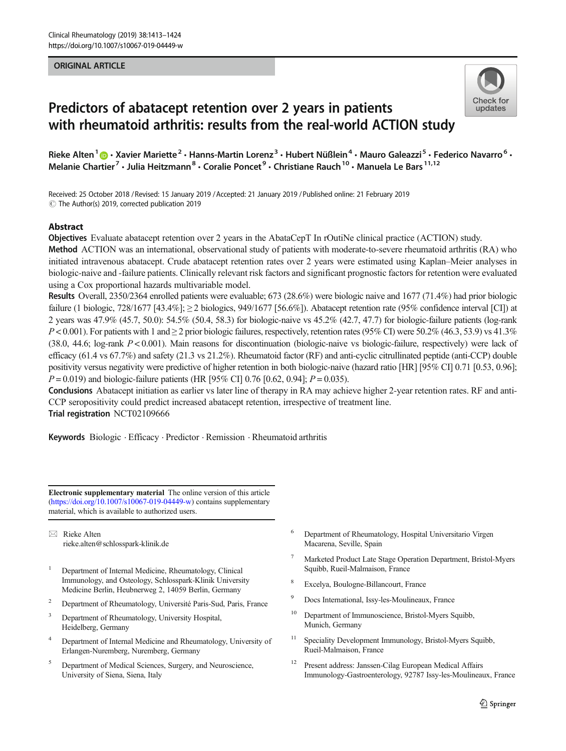ORIGINAL ARTICLE

# Predictors of abatacept retention over 2 years in patients with rheumatoid arthritis: results from the real-world ACTION study

Rieke Alten[1] · Xavier Mariette[2] · Hanns-Martin Lorenz[3] · Hubert Nüßlein[4] · Mauro Galeazzi[5] · Federico Navarro[6] · Melanie Chartier[7] · Julia Heitzmann[8] · Coralie Poncet[9] · Christiane Rauch[10] · Manuela Le Bars[11,12]

Received: 25 October 2018 / Revised: 15 January 2019 / Accepted: 21 January 2019 / Published online: 21 February 2019
© The Author(s) 2019, corrected publication 2019

## Abstract

**Objectives** Evaluate abatacept retention over 2 years in the AbataCepT In rOutiNe clinical practice (ACTION) study.

**Method** ACTION was an international, observational study of patients with moderate-to-severe rheumatoid arthritis (RA) who initiated intravenous abatacept. Crude abatacept retention rates over 2 years were estimated using Kaplan–Meier analyses in biologic-naive and -failure patients. Clinically relevant risk factors and significant prognostic factors for retention were evaluated using a Cox proportional hazards multivariable model.

**Results** Overall, 2350/2364 enrolled patients were evaluable; 673 (28.6%) were biologic naive and 1677 (71.4%) had prior biologic failure (1 biologic, 728/1677 [43.4%]; ≥ 2 biologics, 949/1677 [56.6%]). Abatacept retention rate (95% confidence interval [CI]) at 2 years was 47.9% (45.7, 50.0): 54.5% (50.4, 58.3) for biologic-naive vs 45.2% (42.7, 47.7) for biologic-failure patients (log-rank $P < 0.001$). For patients with 1 and ≥ 2 prior biologic failures, respectively, retention rates (95% CI) were 50.2% (46.3, 53.9) vs 41.3% (38.0, 44.6; log-rank $P < 0.001$). Main reasons for discontinuation (biologic-naive vs biologic-failure, respectively) were lack of efficacy (61.4 vs 67.7%) and safety (21.3 vs 21.2%). Rheumatoid factor (RF) and anti-cyclic citrullinated peptide (anti-CCP) double positivity versus negativity were predictive of higher retention in both biologic-naive (hazard ratio [HR] [95% CI] 0.71 [0.53, 0.96]; $P = 0.019$) and biologic-failure patients (HR [95% CI] 0.76 [0.62, 0.94]; $P = 0.035$).

**Conclusions** Abatacept initiation as earlier vs later line of therapy in RA may achieve higher 2-year retention rates. RF and anti-CCP seropositivity could predict increased abatacept retention, irrespective of treatment line.

**Trial registration** NCT02109666

**Keywords** Biologic · Efficacy · Predictor · Remission · Rheumatoid arthritis

**Electronic supplementary material** The online version of this article (https://doi.org/10.1007/s10067-019-04449-w) contains supplementary material, which is available to authorized users.

✉ Rieke Alten
rieke.alten@schlosspark-klinik.de

1. Department of Internal Medicine, Rheumatology, Clinical Immunology, and Osteology, Schlosspark-Klinik University Medicine Berlin, Heubnerweg 2, 14059 Berlin, Germany
2. Department of Rheumatology, Université Paris-Sud, Paris, France
3. Department of Rheumatology, University Hospital, Heidelberg, Germany
4. Department of Internal Medicine and Rheumatology, University of Erlangen-Nuremberg, Nuremberg, Germany
5. Department of Medical Sciences, Surgery, and Neuroscience, University of Siena, Siena, Italy
6. Department of Rheumatology, Hospital Universitario Virgen Macarena, Seville, Spain
7. Marketed Product Late Stage Operation Department, Bristol-Myers Squibb, Rueil-Malmaison, France
8. Excelya, Boulogne-Billancourt, France
9. Docs International, Issy-les-Moulineaux, France
10. Department of Immunoscience, Bristol-Myers Squibb, Munich, Germany
11. Speciality Development Immunology, Bristol-Myers Squibb, Rueil-Malmaison, France
12. Present address: Janssen-Cilag European Medical Affairs Immunology-Gastroenterology, 92787 Issy-les-Moulineaux, France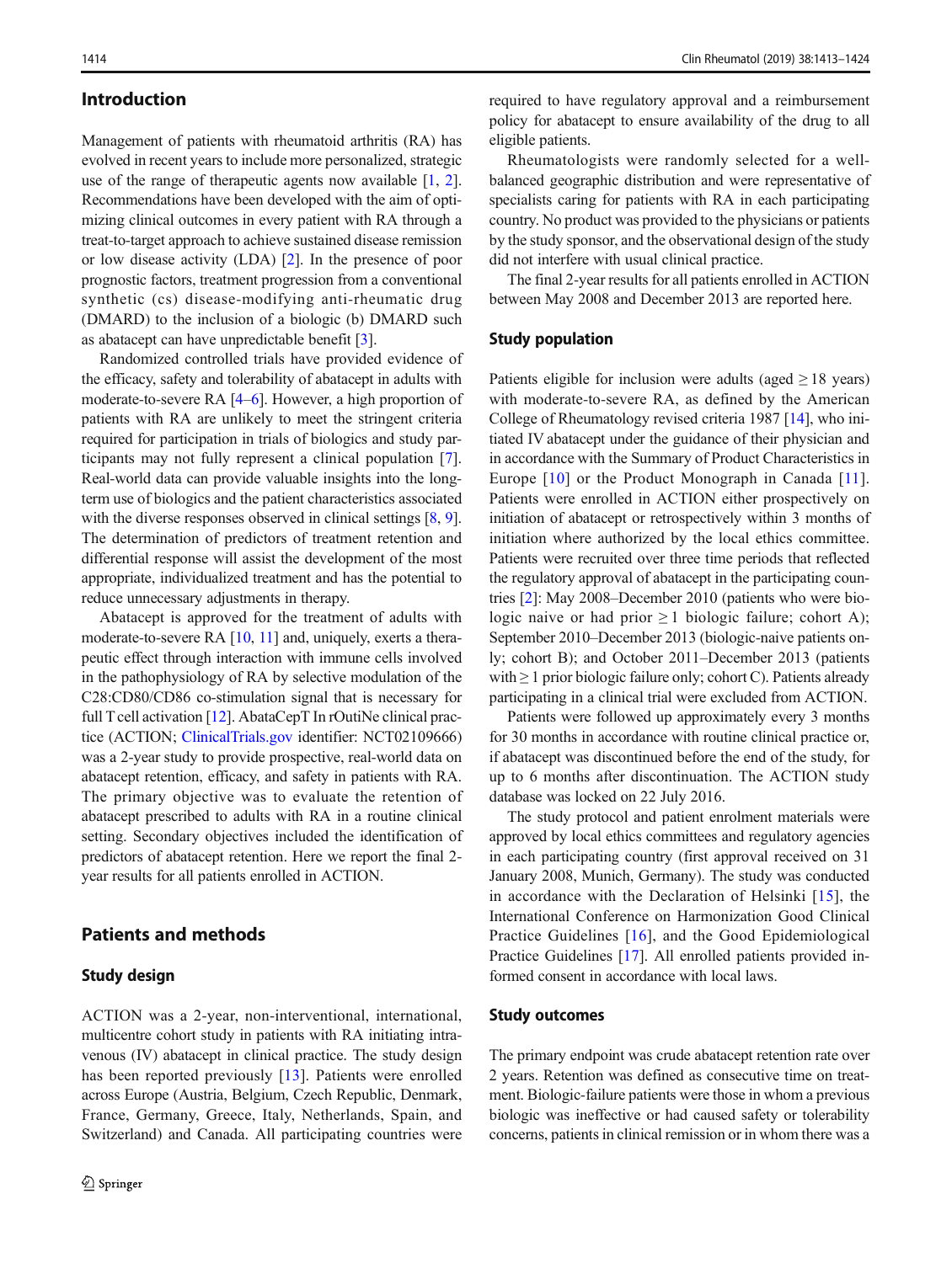## Introduction

Management of patients with rheumatoid arthritis (RA) has evolved in recent years to include more personalized, strategic use of the range of therapeutic agents now available [1, 2]. Recommendations have been developed with the aim of optimizing clinical outcomes in every patient with RA through a treat-to-target approach to achieve sustained disease remission or low disease activity (LDA) [2]. In the presence of poor prognostic factors, treatment progression from a conventional synthetic (cs) disease-modifying anti-rheumatic drug (DMARD) to the inclusion of a biologic (b) DMARD such as abatacept can have unpredictable benefit [3].

Randomized controlled trials have provided evidence of the efficacy, safety and tolerability of abatacept in adults with moderate-to-severe RA [4–6]. However, a high proportion of patients with RA are unlikely to meet the stringent criteria required for participation in trials of biologics and study participants may not fully represent a clinical population [7]. Real-world data can provide valuable insights into the long-term use of biologics and the patient characteristics associated with the diverse responses observed in clinical settings [8, 9]. The determination of predictors of treatment retention and differential response will assist the development of the most appropriate, individualized treatment and has the potential to reduce unnecessary adjustments in therapy.

Abatacept is approved for the treatment of adults with moderate-to-severe RA [10, 11] and, uniquely, exerts a therapeutic effect through interaction with immune cells involved in the pathophysiology of RA by selective modulation of the C28:CD80/CD86 co-stimulation signal that is necessary for full T cell activation [12]. AbataCepT In rOutiNe clinical practice (ACTION; ClinicalTrials.gov identifier: NCT02109666) was a 2-year study to provide prospective, real-world data on abatacept retention, efficacy, and safety in patients with RA. The primary objective was to evaluate the retention of abatacept prescribed to adults with RA in a routine clinical setting. Secondary objectives included the identification of predictors of abatacept retention. Here we report the final 2-year results for all patients enrolled in ACTION.

## Patients and methods

### Study design

ACTION was a 2-year, non-interventional, international, multicentre cohort study in patients with RA initiating intravenous (IV) abatacept in clinical practice. The study design has been reported previously [13]. Patients were enrolled across Europe (Austria, Belgium, Czech Republic, Denmark, France, Germany, Greece, Italy, Netherlands, Spain, and Switzerland) and Canada. All participating countries were required to have regulatory approval and a reimbursement policy for abatacept to ensure availability of the drug to all eligible patients.

Rheumatologists were randomly selected for a well-balanced geographic distribution and were representative of specialists caring for patients with RA in each participating country. No product was provided to the physicians or patients by the study sponsor, and the observational design of the study did not interfere with usual clinical practice.

The final 2-year results for all patients enrolled in ACTION between May 2008 and December 2013 are reported here.

### Study population

Patients eligible for inclusion were adults (aged ≥ 18 years) with moderate-to-severe RA, as defined by the American College of Rheumatology revised criteria 1987 [14], who initiated IV abatacept under the guidance of their physician and in accordance with the Summary of Product Characteristics in Europe [10] or the Product Monograph in Canada [11]. Patients were enrolled in ACTION either prospectively on initiation of abatacept or retrospectively within 3 months of initiation where authorized by the local ethics committee. Patients were recruited over three time periods that reflected the regulatory approval of abatacept in the participating countries [2]: May 2008–December 2010 (patients who were biologic naive or had prior ≥ 1 biologic failure; cohort A); September 2010–December 2013 (biologic-naive patients only; cohort B); and October 2011–December 2013 (patients with ≥ 1 prior biologic failure only; cohort C). Patients already participating in a clinical trial were excluded from ACTION.

Patients were followed up approximately every 3 months for 30 months in accordance with routine clinical practice or, if abatacept was discontinued before the end of the study, for up to 6 months after discontinuation. The ACTION study database was locked on 22 July 2016.

The study protocol and patient enrolment materials were approved by local ethics committees and regulatory agencies in each participating country (first approval received on 31 January 2008, Munich, Germany). The study was conducted in accordance with the Declaration of Helsinki [15], the International Conference on Harmonization Good Clinical Practice Guidelines [16], and the Good Epidemiological Practice Guidelines [17]. All enrolled patients provided informed consent in accordance with local laws.

### Study outcomes

The primary endpoint was crude abatacept retention rate over 2 years. Retention was defined as consecutive time on treatment. Biologic-failure patients were those in whom a previous biologic was ineffective or had caused safety or tolerability concerns, patients in clinical remission or in whom there was a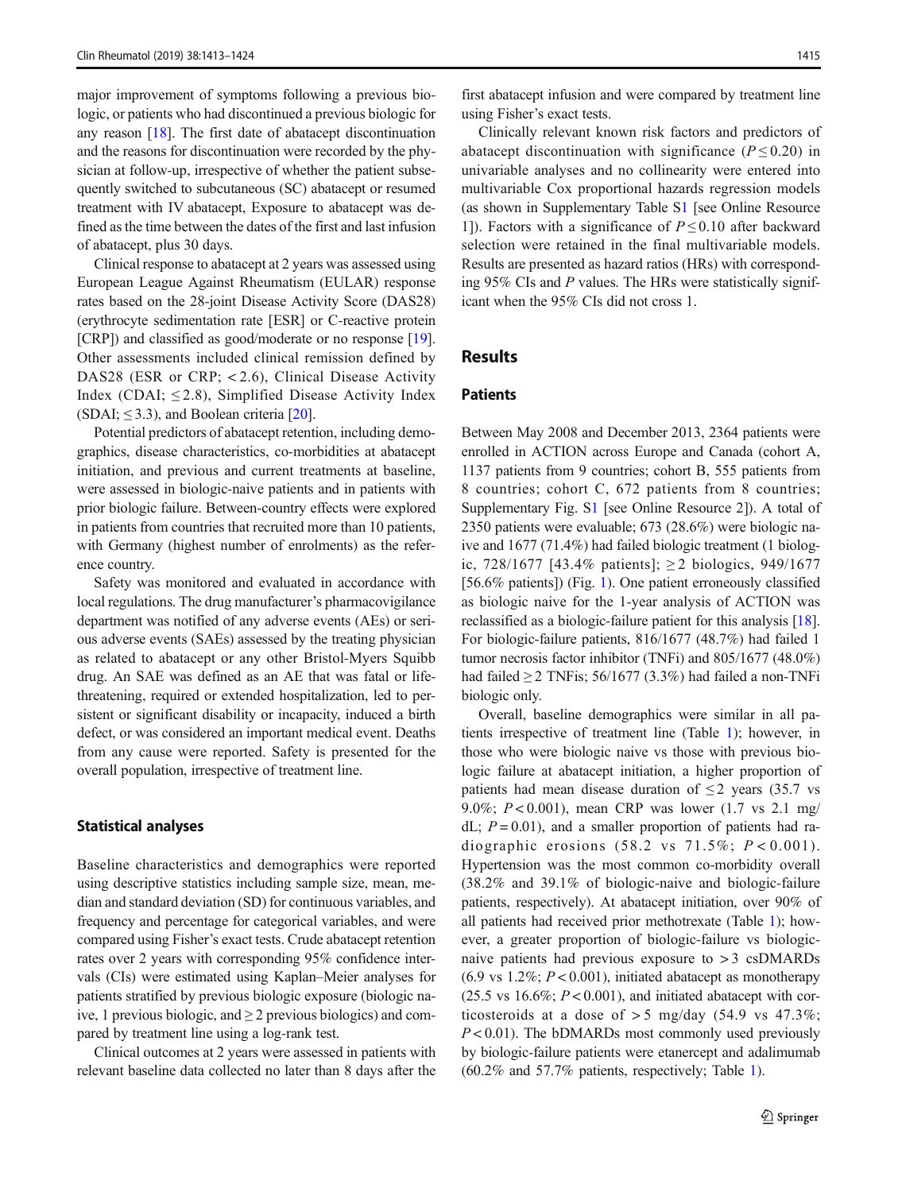major improvement of symptoms following a previous biologic, or patients who had discontinued a previous biologic for any reason [18]. The first date of abatacept discontinuation and the reasons for discontinuation were recorded by the physician at follow-up, irrespective of whether the patient subsequently switched to subcutaneous (SC) abatacept or resumed treatment with IV abatacept, Exposure to abatacept was defined as the time between the dates of the first and last infusion of abatacept, plus 30 days.

Clinical response to abatacept at 2 years was assessed using European League Against Rheumatism (EULAR) response rates based on the 28-joint Disease Activity Score (DAS28) (erythrocyte sedimentation rate [ESR] or C-reactive protein [CRP]) and classified as good/moderate or no response [19]. Other assessments included clinical remission defined by DAS28 (ESR or CRP; < 2.6), Clinical Disease Activity Index (CDAI; ≤ 2.8), Simplified Disease Activity Index (SDAI; ≤ 3.3), and Boolean criteria [20].

Potential predictors of abatacept retention, including demographics, disease characteristics, co-morbidities at abatacept initiation, and previous and current treatments at baseline, were assessed in biologic-naive patients and in patients with prior biologic failure. Between-country effects were explored in patients from countries that recruited more than 10 patients, with Germany (highest number of enrolments) as the reference country.

Safety was monitored and evaluated in accordance with local regulations. The drug manufacturer's pharmacovigilance department was notified of any adverse events (AEs) or serious adverse events (SAEs) assessed by the treating physician as related to abatacept or any other Bristol-Myers Squibb drug. An SAE was defined as an AE that was fatal or life-threatening, required or extended hospitalization, led to persistent or significant disability or incapacity, induced a birth defect, or was considered an important medical event. Deaths from any cause were reported. Safety is presented for the overall population, irrespective of treatment line.

### Statistical analyses

Baseline characteristics and demographics were reported using descriptive statistics including sample size, mean, median and standard deviation (SD) for continuous variables, and frequency and percentage for categorical variables, and were compared using Fisher's exact tests. Crude abatacept retention rates over 2 years with corresponding 95% confidence intervals (CIs) were estimated using Kaplan–Meier analyses for patients stratified by previous biologic exposure (biologic naive, 1 previous biologic, and ≥ 2 previous biologics) and compared by treatment line using a log-rank test.

Clinical outcomes at 2 years were assessed in patients with relevant baseline data collected no later than 8 days after the first abatacept infusion and were compared by treatment line using Fisher's exact tests.

Clinically relevant known risk factors and predictors of abatacept discontinuation with significance ($P \leq 0.20$) in univariable analyses and no collinearity were entered into multivariable Cox proportional hazards regression models (as shown in Supplementary Table S1 [see Online Resource 1]). Factors with a significance of $P \leq 0.10$ after backward selection were retained in the final multivariable models. Results are presented as hazard ratios (HRs) with corresponding 95% CIs and $P$ values. The HRs were statistically significant when the 95% CIs did not cross 1.

## Results

### Patients

Between May 2008 and December 2013, 2364 patients were enrolled in ACTION across Europe and Canada (cohort A, 1137 patients from 9 countries; cohort B, 555 patients from 8 countries; cohort C, 672 patients from 8 countries; Supplementary Fig. S1 [see Online Resource 2]). A total of 2350 patients were evaluable; 673 (28.6%) were biologic naive and 1677 (71.4%) had failed biologic treatment (1 biologic, 728/1677 [43.4% patients]; ≥ 2 biologics, 949/1677 [56.6% patients]) (Fig. 1). One patient erroneously classified as biologic naive for the 1-year analysis of ACTION was reclassified as a biologic-failure patient for this analysis [18]. For biologic-failure patients, 816/1677 (48.7%) had failed 1 tumor necrosis factor inhibitor (TNFi) and 805/1677 (48.0%) had failed ≥ 2 TNFis; 56/1677 (3.3%) had failed a non-TNFi biologic only.

Overall, baseline demographics were similar in all patients irrespective of treatment line (Table 1); however, in those who were biologic naive vs those with previous biologic failure at abatacept initiation, a higher proportion of patients had mean disease duration of ≤ 2 years (35.7 vs 9.0%; $P < 0.001$), mean CRP was lower (1.7 vs 2.1 mg/dL; $P = 0.01$), and a smaller proportion of patients had radiographic erosions (58.2 vs 71.5%; $P < 0.001$). Hypertension was the most common co-morbidity overall (38.2% and 39.1% of biologic-naive and biologic-failure patients, respectively). At abatacept initiation, over 90% of all patients had received prior methotrexate (Table 1); however, a greater proportion of biologic-failure vs biologic-naive patients had previous exposure to > 3 csDMARDs (6.9 vs 1.2%; $P < 0.001$), initiated abatacept as monotherapy (25.5 vs 16.6%; $P < 0.001$), and initiated abatacept with corticosteroids at a dose of > 5 mg/day (54.9 vs 47.3%; $P < 0.01$). The bDMARDs most commonly used previously by biologic-failure patients were etanercept and adalimumab (60.2% and 57.7% patients, respectively; Table 1).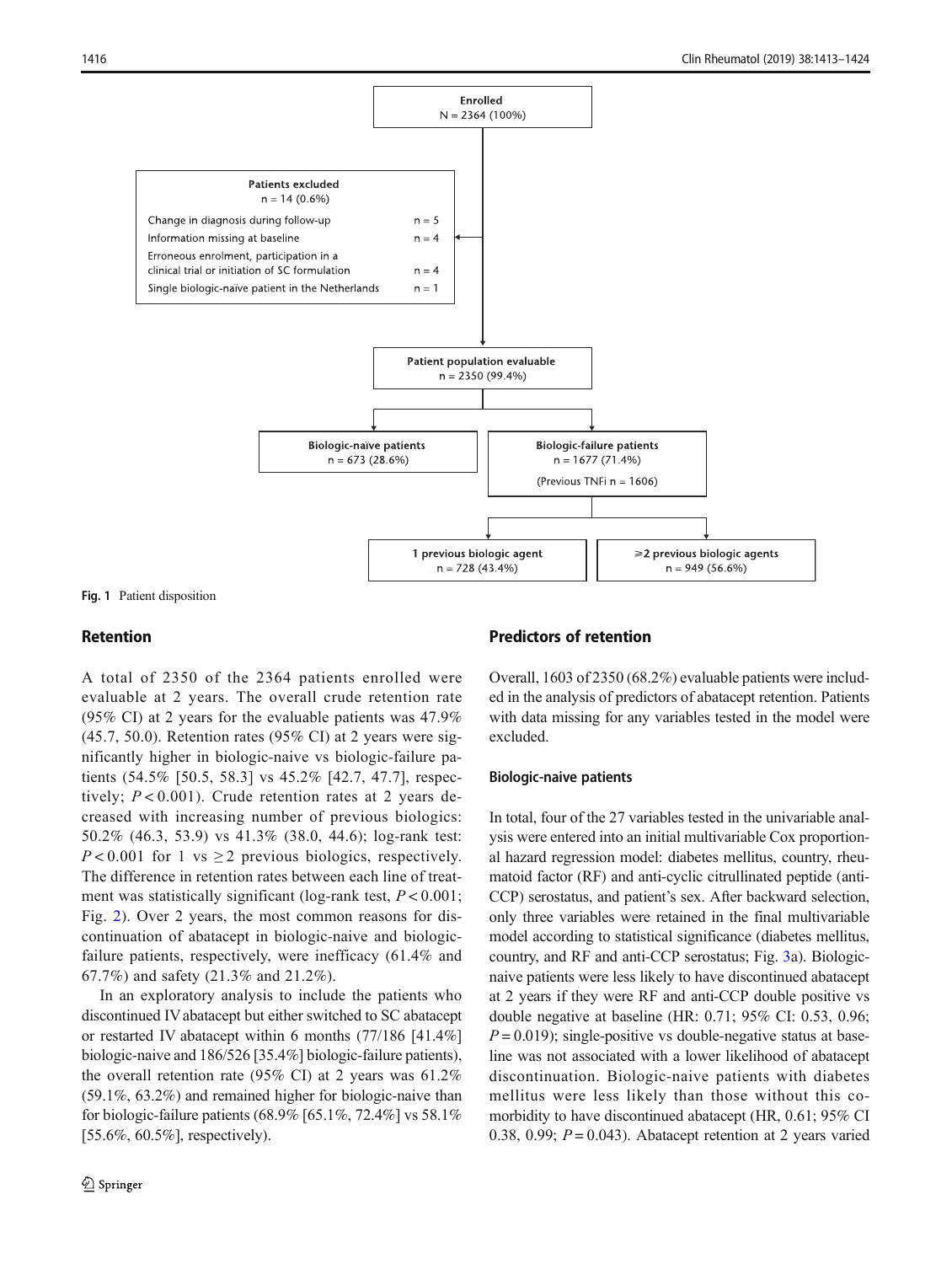Enrolled
N = 2364 (100%)

Patients excluded
n = 14 (0.6%)

| | |
|---|---|
| Change in diagnosis during follow-up | n = 5 |
| Information missing at baseline | n = 4 |
| Erroneous enrolment, participation in a clinical trial or initiation of SC formulation | n = 4 |
| Single biologic-naïve patient in the Netherlands | n = 1 |

Patient population evaluable
n = 2350 (99.4%)

Biologic-naïve patients
n = 673 (28.6%)

Biologic-failure patients
n = 1677 (71.4%)
(Previous TNFi n = 1606)

1 previous biologic agent
n = 728 (43.4%)

⩾2 previous biologic agents
n = 949 (56.6%)

**Fig. 1** Patient disposition

## Retention

A total of 2350 of the 2364 patients enrolled were evaluable at 2 years. The overall crude retention rate (95% CI) at 2 years for the evaluable patients was 47.9% (45.7, 50.0). Retention rates (95% CI) at 2 years were significantly higher in biologic-naive vs biologic-failure patients (54.5% [50.5, 58.3] vs 45.2% [42.7, 47.7], respectively; $P < 0.001$). Crude retention rates at 2 years decreased with increasing number of previous biologics: 50.2% (46.3, 53.9) vs 41.3% (38.0, 44.6); log-rank test: $P < 0.001$ for 1 vs $\geq 2$ previous biologics, respectively. The difference in retention rates between each line of treatment was statistically significant (log-rank test, $P < 0.001$; Fig. 2). Over 2 years, the most common reasons for discontinuation of abatacept in biologic-naive and biologic-failure patients, respectively, were inefficacy (61.4% and 67.7%) and safety (21.3% and 21.2%).

In an exploratory analysis to include the patients who discontinued IV abatacept but either switched to SC abatacept or restarted IV abatacept within 6 months (77/186 [41.4%] biologic-naive and 186/526 [35.4%] biologic-failure patients), the overall retention rate (95% CI) at 2 years was 61.2% (59.1%, 63.2%) and remained higher for biologic-naive than for biologic-failure patients (68.9% [65.1%, 72.4%] vs 58.1% [55.6%, 60.5%], respectively).

## Predictors of retention

Overall, 1603 of 2350 (68.2%) evaluable patients were included in the analysis of predictors of abatacept retention. Patients with data missing for any variables tested in the model were excluded.

### Biologic-naive patients

In total, four of the 27 variables tested in the univariable analysis were entered into an initial multivariable Cox proportional hazard regression model: diabetes mellitus, country, rheumatoid factor (RF) and anti-cyclic citrullinated peptide (anti-CCP) serostatus, and patient's sex. After backward selection, only three variables were retained in the final multivariable model according to statistical significance (diabetes mellitus, country, and RF and anti-CCP serostatus; Fig. 3a). Biologic-naive patients were less likely to have discontinued abatacept at 2 years if they were RF and anti-CCP double positive vs double negative at baseline (HR: 0.71; 95% CI: 0.53, 0.96; $P = 0.019$); single-positive vs double-negative status at baseline was not associated with a lower likelihood of abatacept discontinuation. Biologic-naive patients with diabetes mellitus were less likely than those without this co-morbidity to have discontinued abatacept (HR, 0.61; 95% CI 0.38, 0.99; $P = 0.043$). Abatacept retention at 2 years varied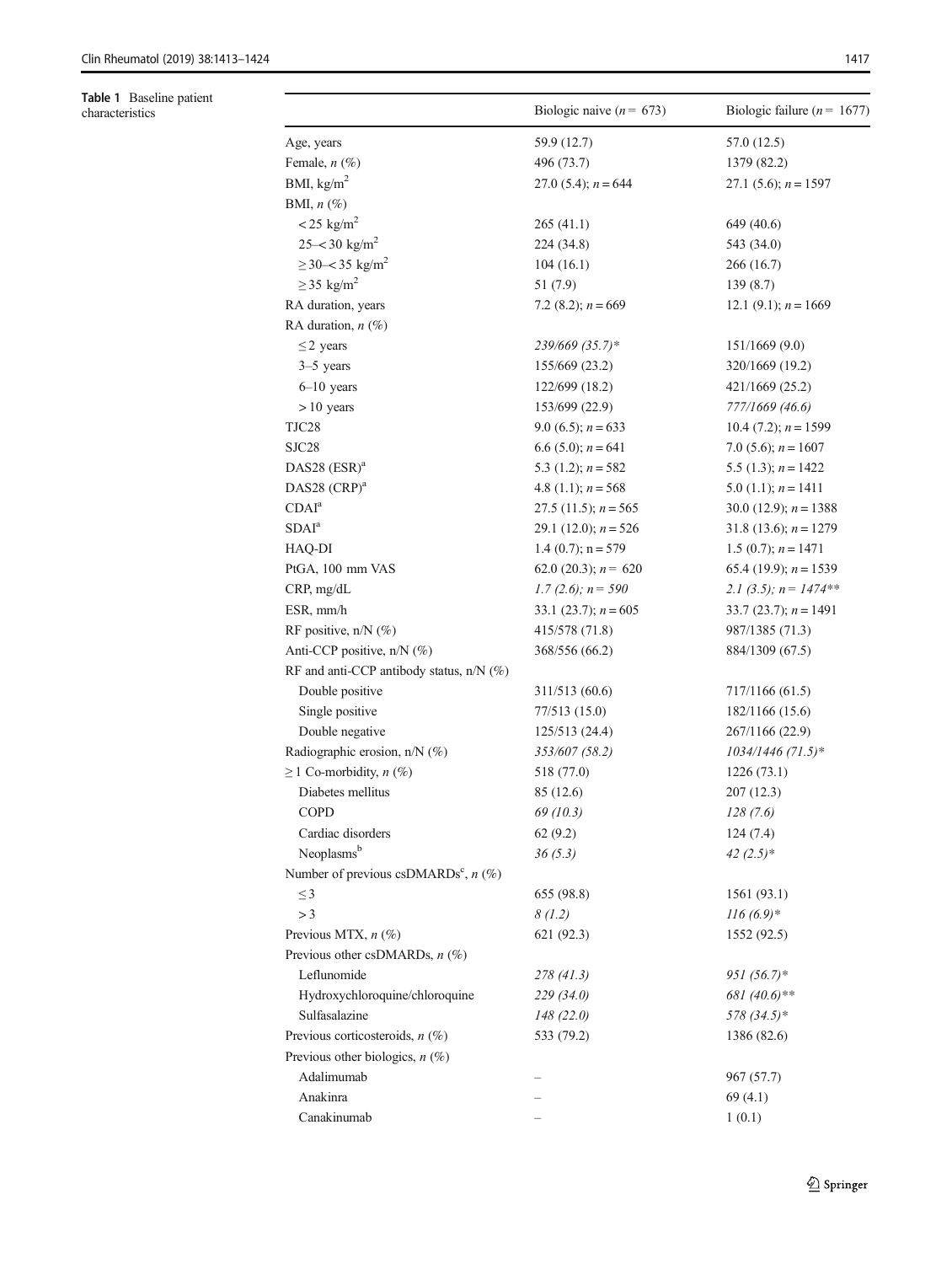**Table 1** Baseline patient characteristics

| | Biologic naive (n = 673) | Biologic failure (n = 1677) |
|---|---|---|
| Age, years | 59.9 (12.7) | 57.0 (12.5) |
| Female, n (%) | 496 (73.7) | 1379 (82.2) |
| BMI, kg/m$^2$ | 27.0 (5.4); n = 644 | 27.1 (5.6); n = 1597 |
| BMI, n (%) | | |
| < 25 kg/m$^2$ | 265 (41.1) | 649 (40.6) |
| 25–< 30 kg/m$^2$ | 224 (34.8) | 543 (34.0) |
| ≥ 30–< 35 kg/m$^2$ | 104 (16.1) | 266 (16.7) |
| ≥ 35 kg/m$^2$ | 51 (7.9) | 139 (8.7) |
| RA duration, years | 7.2 (8.2); n = 669 | 12.1 (9.1); n = 1669 |
| RA duration, n (%) | | |
| ≤ 2 years | *239/669 (35.7)** | 151/1669 (9.0) |
| 3–5 years | 155/669 (23.2) | 320/1669 (19.2) |
| 6–10 years | 122/699 (18.2) | 421/1669 (25.2) |
| > 10 years | 153/699 (22.9) | *777/1669 (46.6)* |
| TJC28 | 9.0 (6.5); n = 633 | 10.4 (7.2); n = 1599 |
| SJC28 | 6.6 (5.0); n = 641 | 7.0 (5.6); n = 1607 |
| DAS28 (ESR)[a] | 5.3 (1.2); n = 582 | 5.5 (1.3); n = 1422 |
| DAS28 (CRP)[a] | 4.8 (1.1); n = 568 | 5.0 (1.1); n = 1411 |
| CDAI[a] | 27.5 (11.5); n = 565 | 30.0 (12.9); n = 1388 |
| SDAI[a] | 29.1 (12.0); n = 526 | 31.8 (13.6); n = 1279 |
| HAQ-DI | 1.4 (0.7); n = 579 | 1.5 (0.7); n = 1471 |
| PtGA, 100 mm VAS | 62.0 (20.3); n = 620 | 65.4 (19.9); n = 1539 |
| CRP, mg/dL | *1.7 (2.6); n = 590* | *2.1 (3.5); n = 1474*** |
| ESR, mm/h | 33.1 (23.7); n = 605 | 33.7 (23.7); n = 1491 |
| RF positive, n/N (%) | 415/578 (71.8) | 987/1385 (71.3) |
| Anti-CCP positive, n/N (%) | 368/556 (66.2) | 884/1309 (67.5) |
| RF and anti-CCP antibody status, n/N (%) | | |
| Double positive | 311/513 (60.6) | 717/1166 (61.5) |
| Single positive | 77/513 (15.0) | 182/1166 (15.6) |
| Double negative | 125/513 (24.4) | 267/1166 (22.9) |
| Radiographic erosion, n/N (%) | *353/607 (58.2)* | *1034/1446 (71.5)** |
| ≥ 1 Co-morbidity, n (%) | 518 (77.0) | 1226 (73.1) |
| Diabetes mellitus | 85 (12.6) | 207 (12.3) |
| COPD | *69 (10.3)* | *128 (7.6)* |
| Cardiac disorders | 62 (9.2) | 124 (7.4) |
| Neoplasms[b] | *36 (5.3)* | *42 (2.5)** |
| Number of previous csDMARDs[c], n (%) | | |
| ≤ 3 | 655 (98.8) | 1561 (93.1) |
| > 3 | *8 (1.2)* | *116 (6.9)** |
| Previous MTX, n (%) | 621 (92.3) | 1552 (92.5) |
| Previous other csDMARDs, n (%) | | |
| Leflunomide | *278 (41.3)* | *951 (56.7)** |
| Hydroxychloroquine/chloroquine | *229 (34.0)* | *681 (40.6)*** |
| Sulfasalazine | *148 (22.0)* | *578 (34.5)** |
| Previous corticosteroids, n (%) | 533 (79.2) | 1386 (82.6) |
| Previous other biologics, n (%) | | |
| Adalimumab | – | 967 (57.7) |
| Anakinra | – | 69 (4.1) |
| Canakinumab | – | 1 (0.1) |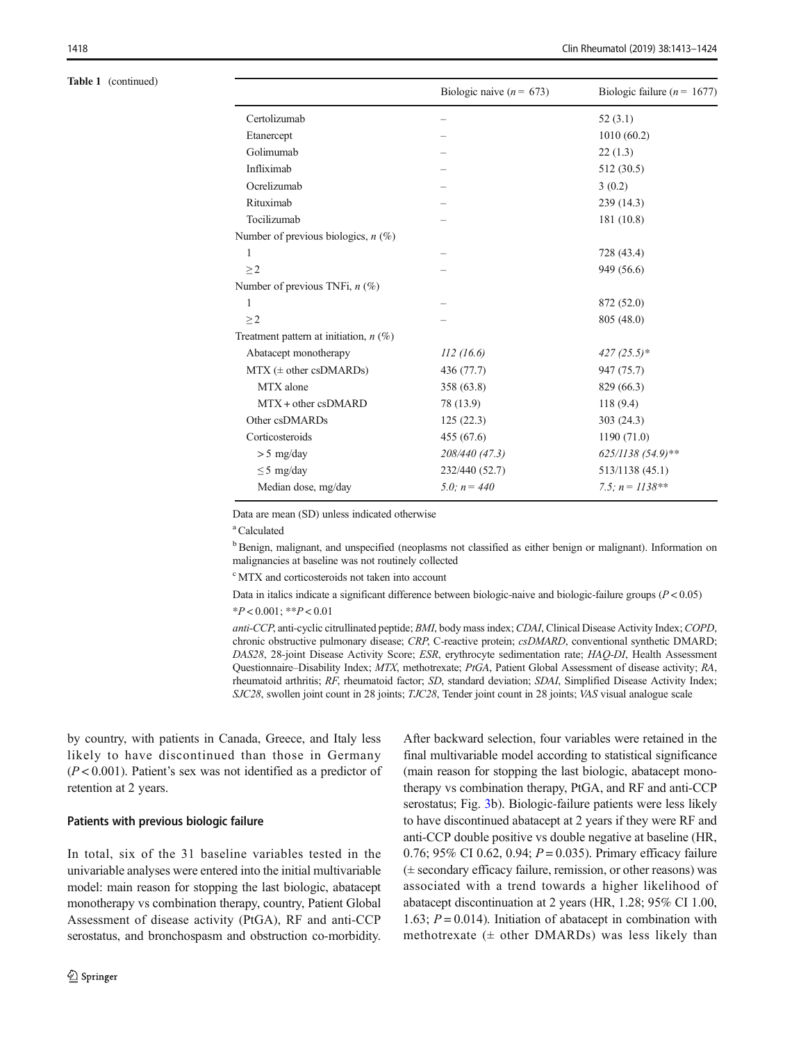**Table 1** (continued)

| | Biologic naive ($n$ = 673) | Biologic failure ($n$ = 1677) |
|---|---|---|
| Certolizumab | – | 52 (3.1) |
| Etanercept | – | 1010 (60.2) |
| Golimumab | – | 22 (1.3) |
| Infliximab | – | 512 (30.5) |
| Ocrelizumab | – | 3 (0.2) |
| Rituximab | – | 239 (14.3) |
| Tocilizumab | – | 181 (10.8) |
| Number of previous biologics, $n$ (%) | | |
| 1 | – | 728 (43.4) |
| ≥ 2 | – | 949 (56.6) |
| Number of previous TNFi, $n$ (%) | | |
| 1 | – | 872 (52.0) |
| ≥ 2 | – | 805 (48.0) |
| Treatment pattern at initiation, $n$ (%) | | |
| Abatacept monotherapy | *112 (16.6)* | *427 (25.5)\** |
| MTX (± other csDMARDs) | 436 (77.7) | 947 (75.7) |
| MTX alone | 358 (63.8) | 829 (66.3) |
| MTX + other csDMARD | 78 (13.9) | 118 (9.4) |
| Other csDMARDs | 125 (22.3) | 303 (24.3) |
| Corticosteroids | 455 (67.6) | 1190 (71.0) |
| > 5 mg/day | *208/440 (47.3)* | *625/1138 (54.9)\*\** |
| ≤ 5 mg/day | 232/440 (52.7) | 513/1138 (45.1) |
| Median dose, mg/day | *5.0; n = 440* | *7.5; n = 1138\*\** |

Data are mean (SD) unless indicated otherwise

[a] Calculated

[b] Benign, malignant, and unspecified (neoplasms not classified as either benign or malignant). Information on malignancies at baseline was not routinely collected

[c] MTX and corticosteroids not taken into account

Data in italics indicate a significant difference between biologic-naive and biologic-failure groups ($P < 0.05$)

\*$P < 0.001$; \*\*$P < 0.01$

*anti-CCP*, anti-cyclic citrullinated peptide; *BMI*, body mass index; *CDAI*, Clinical Disease Activity Index; *COPD*, chronic obstructive pulmonary disease; *CRP*, C-reactive protein; *csDMARD*, conventional synthetic DMARD; *DAS28*, 28-joint Disease Activity Score; *ESR*, erythrocyte sedimentation rate; *HAQ-DI*, Health Assessment Questionnaire–Disability Index; *MTX*, methotrexate; *PtGA*, Patient Global Assessment of disease activity; *RA*, rheumatoid arthritis; *RF*, rheumatoid factor; *SD*, standard deviation; *SDAI*, Simplified Disease Activity Index; *SJC28*, swollen joint count in 28 joints; *TJC28*, Tender joint count in 28 joints; *VAS* visual analogue scale

by country, with patients in Canada, Greece, and Italy less likely to have discontinued than those in Germany ($P < 0.001$). Patient's sex was not identified as a predictor of retention at 2 years.

### Patients with previous biologic failure

In total, six of the 31 baseline variables tested in the univariable analyses were entered into the initial multivariable model: main reason for stopping the last biologic, abatacept monotherapy vs combination therapy, country, Patient Global Assessment of disease activity (PtGA), RF and anti-CCP serostatus, and bronchospasm and obstruction co-morbidity. After backward selection, four variables were retained in the final multivariable model according to statistical significance (main reason for stopping the last biologic, abatacept monotherapy vs combination therapy, PtGA, and RF and anti-CCP serostatus; Fig. 3b). Biologic-failure patients were less likely to have discontinued abatacept at 2 years if they were RF and anti-CCP double positive vs double negative at baseline (HR, 0.76; 95% CI 0.62, 0.94; $P = 0.035$). Primary efficacy failure (± secondary efficacy failure, remission, or other reasons) was associated with a trend towards a higher likelihood of abatacept discontinuation at 2 years (HR, 1.28; 95% CI 1.00, 1.63; $P = 0.014$). Initiation of abatacept in combination with methotrexate (± other DMARDs) was less likely than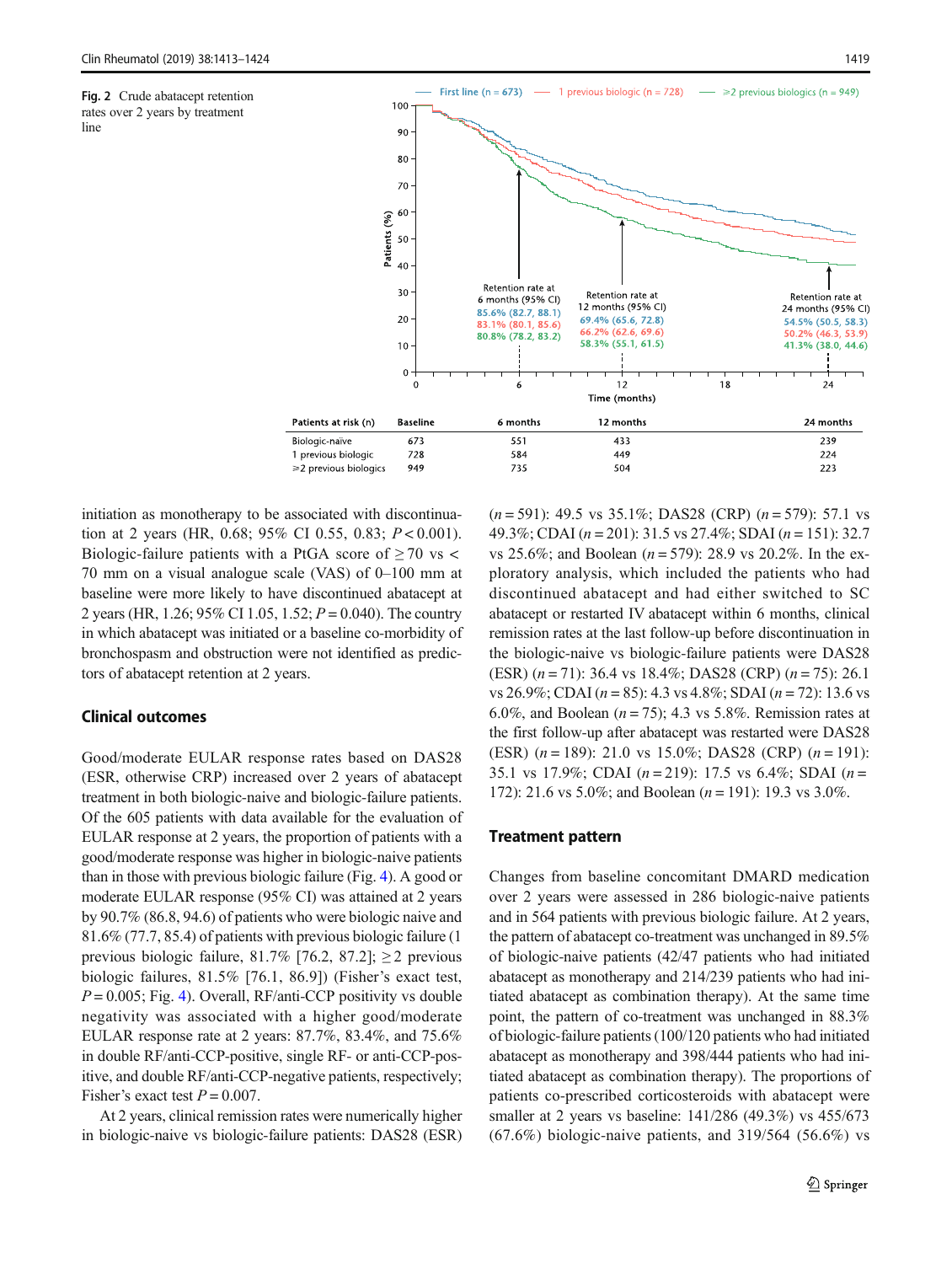**Fig. 2** Crude abatacept retention rates over 2 years by treatment line

| Patients at risk (n) | Baseline | 6 months | 12 months | 24 months |
|---|---|---|---|---|
| Biologic-naive | 673 | 551 | 433 | 239 |
| 1 previous biologic | 728 | 584 | 449 | 224 |
| ≥2 previous biologics | 949 | 735 | 504 | 223 |

initiation as monotherapy to be associated with discontinuation at 2 years (HR, 0.68; 95% CI 0.55, 0.83; $P < 0.001$). Biologic-failure patients with a PtGA score of ≥ 70 vs < 70 mm on a visual analogue scale (VAS) of 0–100 mm at baseline were more likely to have discontinued abatacept at 2 years (HR, 1.26; 95% CI 1.05, 1.52; $P = 0.040$). The country in which abatacept was initiated or a baseline co-morbidity of bronchospasm and obstruction were not identified as predictors of abatacept retention at 2 years.

## Clinical outcomes

Good/moderate EULAR response rates based on DAS28 (ESR, otherwise CRP) increased over 2 years of abatacept treatment in both biologic-naive and biologic-failure patients. Of the 605 patients with data available for the evaluation of EULAR response at 2 years, the proportion of patients with a good/moderate response was higher in biologic-naive patients than in those with previous biologic failure (Fig. 4). A good or moderate EULAR response (95% CI) was attained at 2 years by 90.7% (86.8, 94.6) of patients who were biologic naive and 81.6% (77.7, 85.4) of patients with previous biologic failure (1 previous biologic failure, 81.7% [76.2, 87.2]; ≥2 previous biologic failures, 81.5% [76.1, 86.9]) (Fisher's exact test, $P = 0.005$; Fig. 4). Overall, RF/anti-CCP positivity vs double negativity was associated with a higher good/moderate EULAR response rate at 2 years: 87.7%, 83.4%, and 75.6% in double RF/anti-CCP-positive, single RF- or anti-CCP-positive, and double RF/anti-CCP-negative patients, respectively; Fisher's exact test $P = 0.007$.

At 2 years, clinical remission rates were numerically higher in biologic-naive vs biologic-failure patients: DAS28 (ESR) ($n = 591$): 49.5 vs 35.1%; DAS28 (CRP) ($n = 579$): 57.1 vs 49.3%; CDAI ($n = 201$): 31.5 vs 27.4%; SDAI ($n = 151$): 32.7 vs 25.6%; and Boolean ($n = 579$): 28.9 vs 20.2%. In the exploratory analysis, which included the patients who had discontinued abatacept and had either switched to SC abatacept or restarted IV abatacept within 6 months, clinical remission rates at the last follow-up before discontinuation in the biologic-naive vs biologic-failure patients were DAS28 (ESR) ($n = 71$): 36.4 vs 18.4%; DAS28 (CRP) ($n = 75$): 26.1 vs 26.9%; CDAI ($n = 85$): 4.3 vs 4.8%; SDAI ($n = 72$): 13.6 vs 6.0%, and Boolean ($n = 75$); 4.3 vs 5.8%. Remission rates at the first follow-up after abatacept was restarted were DAS28 (ESR) ($n = 189$): 21.0 vs 15.0%; DAS28 (CRP) ($n = 191$): 35.1 vs 17.9%; CDAI ($n = 219$): 17.5 vs 6.4%; SDAI ($n = 172$): 21.6 vs 5.0%; and Boolean ($n = 191$): 19.3 vs 3.0%.

## Treatment pattern

Changes from baseline concomitant DMARD medication over 2 years were assessed in 286 biologic-naive patients and in 564 patients with previous biologic failure. At 2 years, the pattern of abatacept co-treatment was unchanged in 89.5% of biologic-naive patients (42/47 patients who had initiated abatacept as monotherapy and 214/239 patients who had initiated abatacept as combination therapy). At the same time point, the pattern of co-treatment was unchanged in 88.3% of biologic-failure patients (100/120 patients who had initiated abatacept as monotherapy and 398/444 patients who had initiated abatacept as combination therapy). The proportions of patients co-prescribed corticosteroids with abatacept were smaller at 2 years vs baseline: 141/286 (49.3%) vs 455/673 (67.6%) biologic-naive patients, and 319/564 (56.6%) vs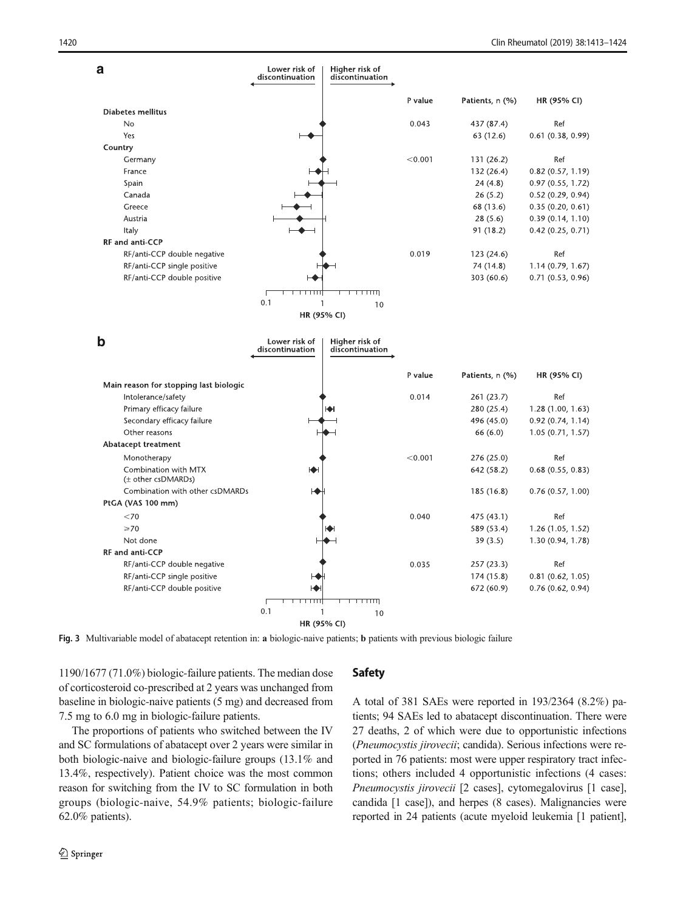**a**

| | P value | Patients, n (%) | HR (95% CI) |
|---|---|---|---|
| **Diabetes mellitus** | | | |
| No | 0.043 | 437 (87.4) | Ref |
| Yes | | 63 (12.6) | 0.61 (0.38, 0.99) |
| **Country** | | | |
| Germany | <0.001 | 131 (26.2) | Ref |
| France | | 132 (26.4) | 0.82 (0.57, 1.19) |
| Spain | | 24 (4.8) | 0.97 (0.55, 1.72) |
| Canada | | 26 (5.2) | 0.52 (0.29, 0.94) |
| Greece | | 68 (13.6) | 0.35 (0.20, 0.61) |
| Austria | | 28 (5.6) | 0.39 (0.14, 1.10) |
| Italy | | 91 (18.2) | 0.42 (0.25, 0.71) |
| **RF and anti-CCP** | | | |
| RF/anti-CCP double negative | 0.019 | 123 (24.6) | Ref |
| RF/anti-CCP single positive | | 74 (14.8) | 1.14 (0.79, 1.67) |
| RF/anti-CCP double positive | | 303 (60.6) | 0.71 (0.53, 0.96) |

**b**

| | P value | Patients, n (%) | HR (95% CI) |
|---|---|---|---|
| **Main reason for stopping last biologic** | | | |
| Intolerance/safety | 0.014 | 261 (23.7) | Ref |
| Primary efficacy failure | | 280 (25.4) | 1.28 (1.00, 1.63) |
| Secondary efficacy failure | | 496 (45.0) | 0.92 (0.74, 1.14) |
| Other reasons | | 66 (6.0) | 1.05 (0.71, 1.57) |
| **Abatacept treatment** | | | |
| Monotherapy | <0.001 | 276 (25.0) | Ref |
| Combination with MTX (± other csDMARDs) | | 642 (58.2) | 0.68 (0.55, 0.83) |
| Combination with other csDMARDs | | 185 (16.8) | 0.76 (0.57, 1.00) |
| **PtGA (VAS 100 mm)** | | | |
| <70 | 0.040 | 475 (43.1) | Ref |
| ≥70 | | 589 (53.4) | 1.26 (1.05, 1.52) |
| Not done | | 39 (3.5) | 1.30 (0.94, 1.78) |
| **RF and anti-CCP** | | | |
| RF/anti-CCP double negative | 0.035 | 257 (23.3) | Ref |
| RF/anti-CCP single positive | | 174 (15.8) | 0.81 (0.62, 1.05) |
| RF/anti-CCP double positive | | 672 (60.9) | 0.76 (0.62, 0.94) |

**Fig. 3** Multivariable model of abatacept retention in: **a** biologic-naive patients; **b** patients with previous biologic failure

1190/1677 (71.0%) biologic-failure patients. The median dose of corticosteroid co-prescribed at 2 years was unchanged from baseline in biologic-naive patients (5 mg) and decreased from 7.5 mg to 6.0 mg in biologic-failure patients.

The proportions of patients who switched between the IV and SC formulations of abatacept over 2 years were similar in both biologic-naive and biologic-failure groups (13.1% and 13.4%, respectively). Patient choice was the most common reason for switching from the IV to SC formulation in both groups (biologic-naive, 54.9% patients; biologic-failure 62.0% patients).

## Safety

A total of 381 SAEs were reported in 193/2364 (8.2%) patients; 94 SAEs led to abatacept discontinuation. There were 27 deaths, 2 of which were due to opportunistic infections (*Pneumocystis jirovecii*; candida). Serious infections were reported in 76 patients: most were upper respiratory tract infections; others included 4 opportunistic infections (4 cases: *Pneumocystis jirovecii* [2 cases], cytomegalovirus [1 case], candida [1 case]), and herpes (8 cases). Malignancies were reported in 24 patients (acute myeloid leukemia [1 patient],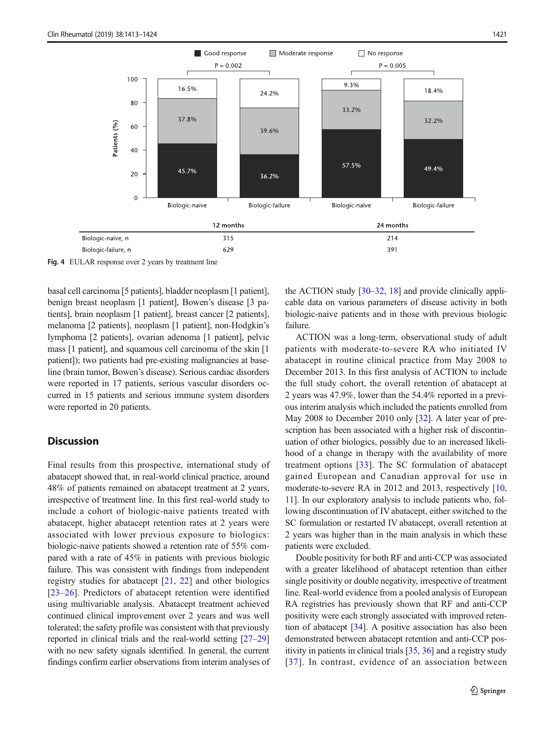| | 12 months | 24 months |
|---|---|---|
| Biologic-naïve, n | 315 | 214 |
| Biologic-failure, n | 629 | 391 |

**Fig. 4** EULAR response over 2 years by treatment line

basal cell carcinoma [5 patients], bladder neoplasm [1 patient], benign breast neoplasm [1 patient], Bowen's disease [3 patients], brain neoplasm [1 patient], breast cancer [2 patients], melanoma [2 patients], neoplasm [1 patient], non-Hodgkin's lymphoma [2 patients], ovarian adenoma [1 patient], pelvic mass [1 patient], and squamous cell carcinoma of the skin [1 patient]); two patients had pre-existing malignancies at baseline (brain tumor, Bowen's disease). Serious cardiac disorders were reported in 17 patients, serious vascular disorders occurred in 15 patients and serious immune system disorders were reported in 20 patients.

## Discussion

Final results from this prospective, international study of abatacept showed that, in real-world clinical practice, around 48% of patients remained on abatacept treatment at 2 years, irrespective of treatment line. In this first real-world study to include a cohort of biologic-naive patients treated with abatacept, higher abatacept retention rates at 2 years were associated with lower previous exposure to biologics: biologic-naive patients showed a retention rate of 55% compared with a rate of 45% in patients with previous biologic failure. This was consistent with findings from independent registry studies for abatacept [21, 22] and other biologics [23–26]. Predictors of abatacept retention were identified using multivariable analysis. Abatacept treatment achieved continued clinical improvement over 2 years and was well tolerated; the safety profile was consistent with that previously reported in clinical trials and the real-world setting [27–29] with no new safety signals identified. In general, the current findings confirm earlier observations from interim analyses of the ACTION study [30–32, 18] and provide clinically applicable data on various parameters of disease activity in both biologic-naive patients and in those with previous biologic failure.

ACTION was a long-term, observational study of adult patients with moderate-to-severe RA who initiated IV abatacept in routine clinical practice from May 2008 to December 2013. In this first analysis of ACTION to include the full study cohort, the overall retention of abatacept at 2 years was 47.9%, lower than the 54.4% reported in a previous interim analysis which included the patients enrolled from May 2008 to December 2010 only [32]. A later year of prescription has been associated with a higher risk of discontinuation of other biologics, possibly due to an increased likelihood of a change in therapy with the availability of more treatment options [33]. The SC formulation of abatacept gained European and Canadian approval for use in moderate-to-severe RA in 2012 and 2013, respectively [10, 11]. In our exploratory analysis to include patients who, following discontinuation of IV abatacept, either switched to the SC formulation or restarted IV abatacept, overall retention at 2 years was higher than in the main analysis in which these patients were excluded.

Double positivity for both RF and anti-CCP was associated with a greater likelihood of abatacept retention than either single positivity or double negativity, irrespective of treatment line. Real-world evidence from a pooled analysis of European RA registries has previously shown that RF and anti-CCP positivity were each strongly associated with improved retention of abatacept [34]. A positive association has also been demonstrated between abatacept retention and anti-CCP positivity in patients in clinical trials [35, 36] and a registry study [37]. In contrast, evidence of an association between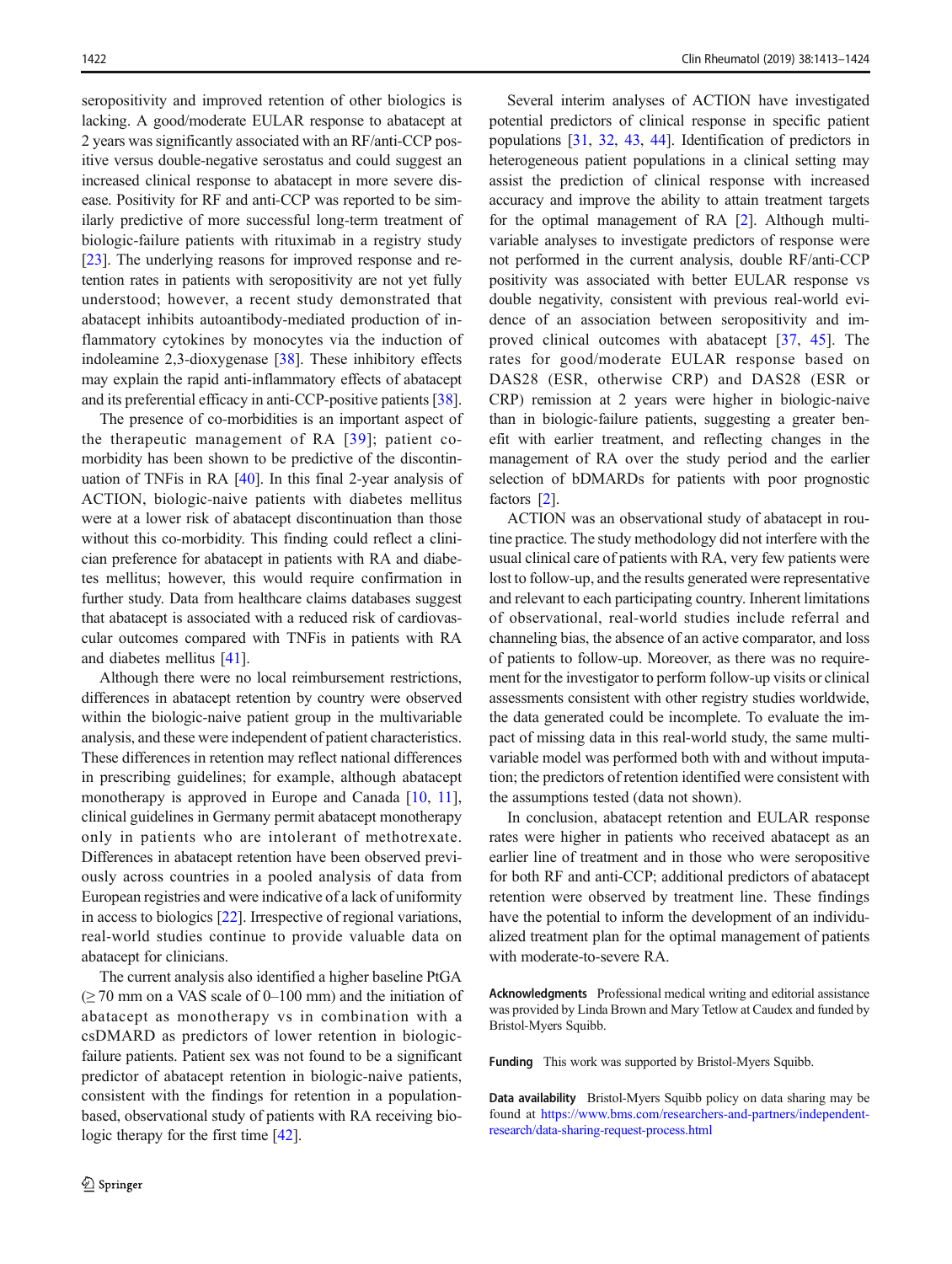seropositivity and improved retention of other biologics is lacking. A good/moderate EULAR response to abatacept at 2 years was significantly associated with an RF/anti-CCP positive versus double-negative serostatus and could suggest an increased clinical response to abatacept in more severe disease. Positivity for RF and anti-CCP was reported to be similarly predictive of more successful long-term treatment of biologic-failure patients with rituximab in a registry study [23]. The underlying reasons for improved response and retention rates in patients with seropositivity are not yet fully understood; however, a recent study demonstrated that abatacept inhibits autoantibody-mediated production of inflammatory cytokines by monocytes via the induction of indoleamine 2,3-dioxygenase [38]. These inhibitory effects may explain the rapid anti-inflammatory effects of abatacept and its preferential efficacy in anti-CCP-positive patients [38].

The presence of co-morbidities is an important aspect of the therapeutic management of RA [39]; patient comorbidity has been shown to be predictive of the discontinuation of TNFis in RA [40]. In this final 2-year analysis of ACTION, biologic-naive patients with diabetes mellitus were at a lower risk of abatacept discontinuation than those without this co-morbidity. This finding could reflect a clinician preference for abatacept in patients with RA and diabetes mellitus; however, this would require confirmation in further study. Data from healthcare claims databases suggest that abatacept is associated with a reduced risk of cardiovascular outcomes compared with TNFis in patients with RA and diabetes mellitus [41].

Although there were no local reimbursement restrictions, differences in abatacept retention by country were observed within the biologic-naive patient group in the multivariable analysis, and these were independent of patient characteristics. These differences in retention may reflect national differences in prescribing guidelines; for example, although abatacept monotherapy is approved in Europe and Canada [10, 11], clinical guidelines in Germany permit abatacept monotherapy only in patients who are intolerant of methotrexate. Differences in abatacept retention have been observed previously across countries in a pooled analysis of data from European registries and were indicative of a lack of uniformity in access to biologics [22]. Irrespective of regional variations, real-world studies continue to provide valuable data on abatacept for clinicians.

The current analysis also identified a higher baseline PtGA ($\geq 70$ mm on a VAS scale of 0–100 mm) and the initiation of abatacept as monotherapy vs in combination with a csDMARD as predictors of lower retention in biologic-failure patients. Patient sex was not found to be a significant predictor of abatacept retention in biologic-naive patients, consistent with the findings for retention in a population-based, observational study of patients with RA receiving biologic therapy for the first time [42].

Several interim analyses of ACTION have investigated potential predictors of clinical response in specific patient populations [31, 32, 43, 44]. Identification of predictors in heterogeneous patient populations in a clinical setting may assist the prediction of clinical response with increased accuracy and improve the ability to attain treatment targets for the optimal management of RA [2]. Although multivariable analyses to investigate predictors of response were not performed in the current analysis, double RF/anti-CCP positivity was associated with better EULAR response vs double negativity, consistent with previous real-world evidence of an association between seropositivity and improved clinical outcomes with abatacept [37, 45]. The rates for good/moderate EULAR response based on DAS28 (ESR, otherwise CRP) and DAS28 (ESR or CRP) remission at 2 years were higher in biologic-naive than in biologic-failure patients, suggesting a greater benefit with earlier treatment, and reflecting changes in the management of RA over the study period and the earlier selection of bDMARDs for patients with poor prognostic factors [2].

ACTION was an observational study of abatacept in routine practice. The study methodology did not interfere with the usual clinical care of patients with RA, very few patients were lost to follow-up, and the results generated were representative and relevant to each participating country. Inherent limitations of observational, real-world studies include referral and channeling bias, the absence of an active comparator, and loss of patients to follow-up. Moreover, as there was no requirement for the investigator to perform follow-up visits or clinical assessments consistent with other registry studies worldwide, the data generated could be incomplete. To evaluate the impact of missing data in this real-world study, the same multivariable model was performed both with and without imputation; the predictors of retention identified were consistent with the assumptions tested (data not shown).

In conclusion, abatacept retention and EULAR response rates were higher in patients who received abatacept as an earlier line of treatment and in those who were seropositive for both RF and anti-CCP; additional predictors of abatacept retention were observed by treatment line. These findings have the potential to inform the development of an individualized treatment plan for the optimal management of patients with moderate-to-severe RA.

**Acknowledgments** Professional medical writing and editorial assistance was provided by Linda Brown and Mary Tetlow at Caudex and funded by Bristol-Myers Squibb.

**Funding** This work was supported by Bristol-Myers Squibb.

**Data availability** Bristol-Myers Squibb policy on data sharing may be found at https://www.bms.com/researchers-and-partners/independent-research/data-sharing-request-process.html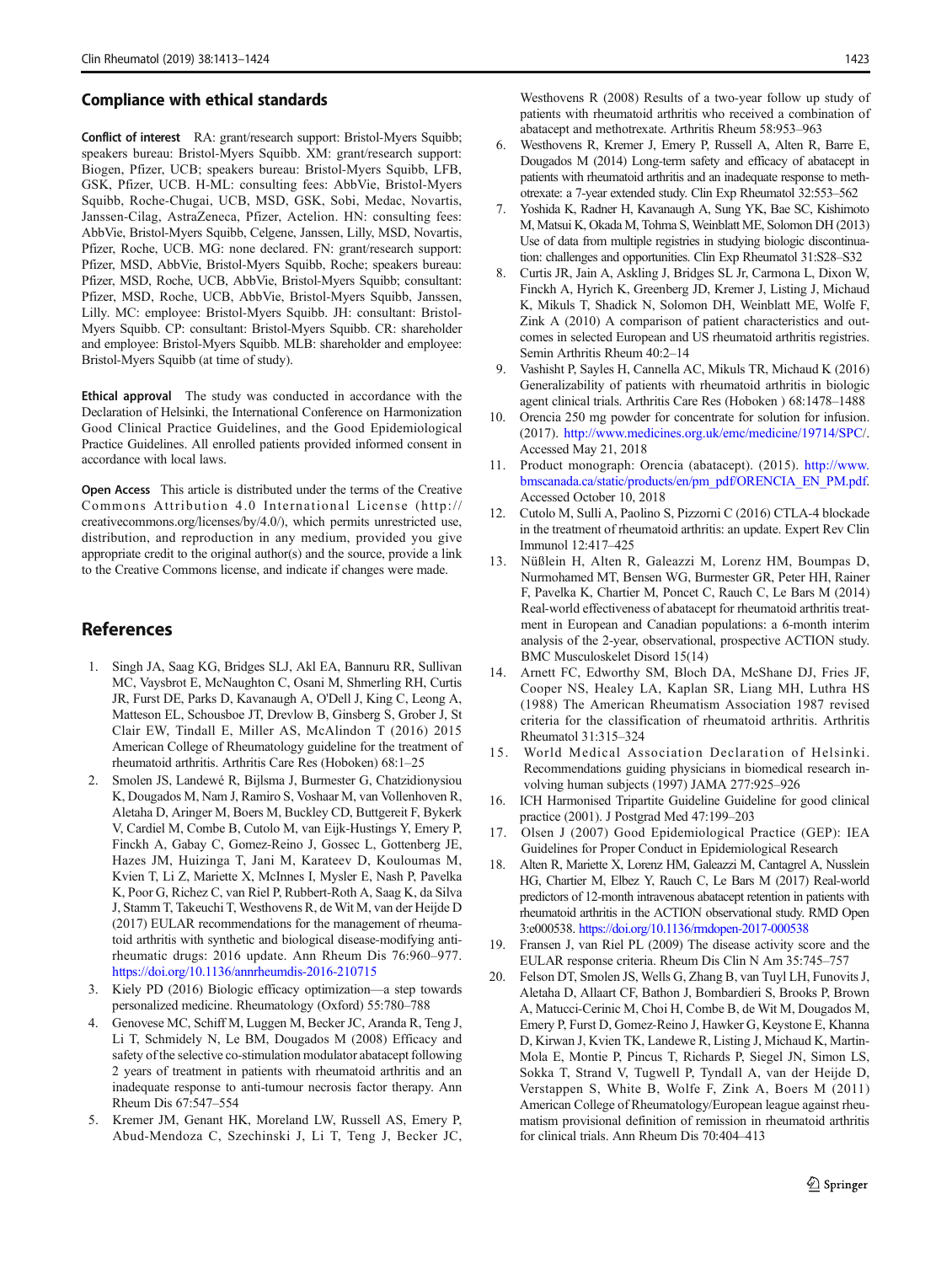## Compliance with ethical standards

**Conflict of interest** RA: grant/research support: Bristol-Myers Squibb; speakers bureau: Bristol-Myers Squibb. XM: grant/research support: Biogen, Pfizer, UCB; speakers bureau: Bristol-Myers Squibb, LFB, GSK, Pfizer, UCB. H-ML: consulting fees: AbbVie, Bristol-Myers Squibb, Roche-Chugai, UCB, MSD, GSK, Sobi, Medac, Novartis, Janssen-Cilag, AstraZeneca, Pfizer, Actelion. HN: consulting fees: AbbVie, Bristol-Myers Squibb, Celgene, Janssen, Lilly, MSD, Novartis, Pfizer, Roche, UCB. MG: none declared. FN: grant/research support: Pfizer, MSD, AbbVie, Bristol-Myers Squibb, Roche; speakers bureau: Pfizer, MSD, Roche, UCB, AbbVie, Bristol-Myers Squibb; consultant: Pfizer, MSD, Roche, UCB, AbbVie, Bristol-Myers Squibb, Janssen, Lilly. MC: employee: Bristol-Myers Squibb. JH: consultant: Bristol-Myers Squibb. CP: consultant: Bristol-Myers Squibb. CR: shareholder and employee: Bristol-Myers Squibb. MLB: shareholder and employee: Bristol-Myers Squibb (at time of study).

**Ethical approval** The study was conducted in accordance with the Declaration of Helsinki, the International Conference on Harmonization Good Clinical Practice Guidelines, and the Good Epidemiological Practice Guidelines. All enrolled patients provided informed consent in accordance with local laws.

**Open Access** This article is distributed under the terms of the Creative Commons Attribution 4.0 International License (http://creativecommons.org/licenses/by/4.0/), which permits unrestricted use, distribution, and reproduction in any medium, provided you give appropriate credit to the original author(s) and the source, provide a link to the Creative Commons license, and indicate if changes were made.

## References

1. Singh JA, Saag KG, Bridges SLJ, Akl EA, Bannuru RR, Sullivan MC, Vaysbrot E, McNaughton C, Osani M, Shmerling RH, Curtis JR, Furst DE, Parks D, Kavanaugh A, O'Dell J, King C, Leong A, Matteson EL, Schousboe JT, Drevlow B, Ginsberg S, Grober J, St Clair EW, Tindall E, Miller AS, McAlindon T (2016) 2015 American College of Rheumatology guideline for the treatment of rheumatoid arthritis. Arthritis Care Res (Hoboken) 68:1–25
2. Smolen JS, Landewé R, Bijlsma J, Burmester G, Chatzidionysiou K, Dougados M, Nam J, Ramiro S, Voshaar M, van Vollenhoven R, Aletaha D, Aringer M, Boers M, Buckley CD, Buttgereit F, Bykerk V, Cardiel M, Combe B, Cutolo M, van Eijk-Hustings Y, Emery P, Finckh A, Gabay C, Gomez-Reino J, Gossec L, Gottenberg JE, Hazes JM, Huizinga T, Jani M, Karateev D, Kouloumas M, Kvien T, Li Z, Mariette X, McInnes I, Mysler E, Nash P, Pavelka K, Poor G, Richez C, van Riel P, Rubbert-Roth A, Saag K, da Silva J, Stamm T, Takeuchi T, Westhovens R, de Wit M, van der Heijde D (2017) EULAR recommendations for the management of rheumatoid arthritis with synthetic and biological disease-modifying antirheumatic drugs: 2016 update. Ann Rheum Dis 76:960–977. https://doi.org/10.1136/annrheumdis-2016-210715
3. Kiely PD (2016) Biologic efficacy optimization—a step towards personalized medicine. Rheumatology (Oxford) 55:780–788
4. Genovese MC, Schiff M, Luggen M, Becker JC, Aranda R, Teng J, Li T, Schmidely N, Le BM, Dougados M (2008) Efficacy and safety of the selective co-stimulation modulator abatacept following 2 years of treatment in patients with rheumatoid arthritis and an inadequate response to anti-tumour necrosis factor therapy. Ann Rheum Dis 67:547–554
5. Kremer JM, Genant HK, Moreland LW, Russell AS, Emery P, Abud-Mendoza C, Szechinski J, Li T, Teng J, Becker JC, Westhovens R (2008) Results of a two-year follow up study of patients with rheumatoid arthritis who received a combination of abatacept and methotrexate. Arthritis Rheum 58:953–963
6. Westhovens R, Kremer J, Emery P, Russell A, Alten R, Barre E, Dougados M (2014) Long-term safety and efficacy of abatacept in patients with rheumatoid arthritis and an inadequate response to methotrexate: a 7-year extended study. Clin Exp Rheumatol 32:553–562
7. Yoshida K, Radner H, Kavanaugh A, Sung YK, Bae SC, Kishimoto M, Matsui K, Okada M, Tohma S, Weinblatt ME, Solomon DH (2013) Use of data from multiple registries in studying biologic discontinuation: challenges and opportunities. Clin Exp Rheumatol 31:S28–S32
8. Curtis JR, Jain A, Askling J, Bridges SL Jr, Carmona L, Dixon W, Finckh A, Hyrich K, Greenberg JD, Kremer J, Listing J, Michaud K, Mikuls T, Shadick N, Solomon DH, Weinblatt ME, Wolfe F, Zink A (2010) A comparison of patient characteristics and outcomes in selected European and US rheumatoid arthritis registries. Semin Arthritis Rheum 40:2–14
9. Vashisht P, Sayles H, Cannella AC, Mikuls TR, Michaud K (2016) Generalizability of patients with rheumatoid arthritis in biologic agent clinical trials. Arthritis Care Res (Hoboken ) 68:1478–1488
10. Orencia 250 mg powder for concentrate for solution for infusion. (2017). http://www.medicines.org.uk/emc/medicine/19714/SPC/. Accessed May 21, 2018
11. Product monograph: Orencia (abatacept). (2015). http://www.bmscanada.ca/static/products/en/pm_pdf/ORENCIA_EN_PM.pdf. Accessed October 10, 2018
12. Cutolo M, Sulli A, Paolino S, Pizzorni C (2016) CTLA-4 blockade in the treatment of rheumatoid arthritis: an update. Expert Rev Clin Immunol 12:417–425
13. Nüßlein H, Alten R, Galeazzi M, Lorenz HM, Boumpas D, Nurmohamed MT, Bensen WG, Burmester GR, Peter HH, Rainer F, Pavelka K, Chartier M, Poncet C, Rauch C, Le Bars M (2014) Real-world effectiveness of abatacept for rheumatoid arthritis treatment in European and Canadian populations: a 6-month interim analysis of the 2-year, observational, prospective ACTION study. BMC Musculoskelet Disord 15(14)
14. Arnett FC, Edworthy SM, Bloch DA, McShane DJ, Fries JF, Cooper NS, Healey LA, Kaplan SR, Liang MH, Luthra HS (1988) The American Rheumatism Association 1987 revised criteria for the classification of rheumatoid arthritis. Arthritis Rheumatol 31:315–324
15. World Medical Association Declaration of Helsinki. Recommendations guiding physicians in biomedical research involving human subjects (1997) JAMA 277:925–926
16. ICH Harmonised Tripartite Guideline Guideline for good clinical practice (2001). J Postgrad Med 47:199–203
17. Olsen J (2007) Good Epidemiological Practice (GEP): IEA Guidelines for Proper Conduct in Epidemiological Research
18. Alten R, Mariette X, Lorenz HM, Galeazzi M, Cantagrel A, Nusslein HG, Chartier M, Elbez Y, Rauch C, Le Bars M (2017) Real-world predictors of 12-month intravenous abatacept retention in patients with rheumatoid arthritis in the ACTION observational study. RMD Open 3:e000538. https://doi.org/10.1136/rmdopen-2017-000538
19. Fransen J, van Riel PL (2009) The disease activity score and the EULAR response criteria. Rheum Dis Clin N Am 35:745–757
20. Felson DT, Smolen JS, Wells G, Zhang B, van Tuyl LH, Funovits J, Aletaha D, Allaart CF, Bathon J, Bombardieri S, Brooks P, Brown A, Matucci-Cerinic M, Choi H, Combe B, de Wit M, Dougados M, Emery P, Furst D, Gomez-Reino J, Hawker G, Keystone E, Khanna D, Kirwan J, Kvien TK, Landewe R, Listing J, Michaud K, Martin-Mola E, Montie P, Pincus T, Richards P, Siegel JN, Simon LS, Sokka T, Strand V, Tugwell P, Tyndall A, van der Heijde D, Verstappen S, White B, Wolfe F, Zink A, Boers M (2011) American College of Rheumatology/European league against rheumatism provisional definition of remission in rheumatoid arthritis for clinical trials. Ann Rheum Dis 70:404–413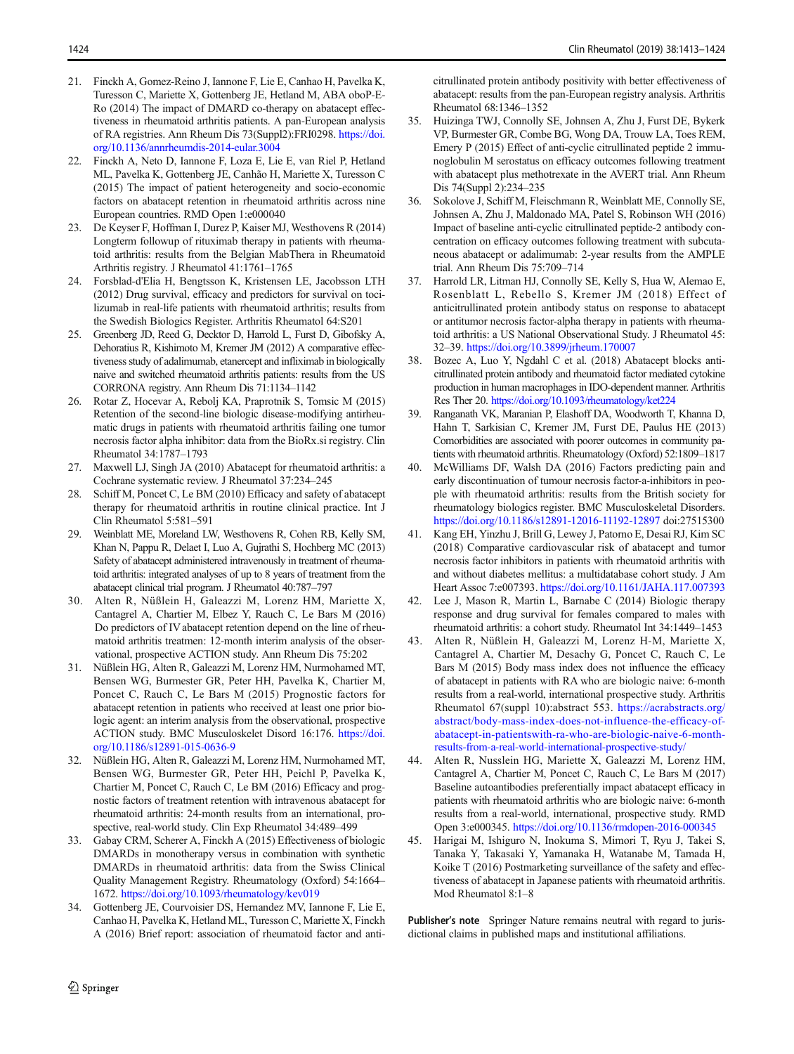21. Finckh A, Gomez-Reino J, Iannone F, Lie E, Canhao H, Pavelka K, Turesson C, Mariette X, Gottenberg JE, Hetland M, ABA oboP-E-Ro (2014) The impact of DMARD co-therapy on abatacept effectiveness in rheumatoid arthritis patients. A pan-European analysis of RA registries. Ann Rheum Dis 73(Suppl2):FRI0298. https://doi.org/10.1136/annrheumdis-2014-eular.3004
22. Finckh A, Neto D, Iannone F, Loza E, Lie E, van Riel P, Hetland ML, Pavelka K, Gottenberg JE, Canhão H, Mariette X, Turesson C (2015) The impact of patient heterogeneity and socio-economic factors on abatacept retention in rheumatoid arthritis across nine European countries. RMD Open 1:e000040
23. De Keyser F, Hoffman I, Durez P, Kaiser MJ, Westhovens R (2014) Longterm followup of rituximab therapy in patients with rheumatoid arthritis: results from the Belgian MabThera in Rheumatoid Arthritis registry. J Rheumatol 41:1761–1765
24. Forsblad-d'Elia H, Bengtsson K, Kristensen LE, Jacobsson LTH (2012) Drug survival, efficacy and predictors for survival on tocilizumab in real-life patients with rheumatoid arthritis; results from the Swedish Biologics Register. Arthritis Rheumatol 64:S201
25. Greenberg JD, Reed G, Decktor D, Harrold L, Furst D, Gibofsky A, Dehoratius R, Kishimoto M, Kremer JM (2012) A comparative effectiveness study of adalimumab, etanercept and infliximab in biologically naive and switched rheumatoid arthritis patients: results from the US CORRONA registry. Ann Rheum Dis 71:1134–1142
26. Rotar Z, Hocevar A, Rebolj KA, Praprotnik S, Tomsic M (2015) Retention of the second-line biologic disease-modifying antirheumatic drugs in patients with rheumatoid arthritis failing one tumor necrosis factor alpha inhibitor: data from the BioRx.si registry. Clin Rheumatol 34:1787–1793
27. Maxwell LJ, Singh JA (2010) Abatacept for rheumatoid arthritis: a Cochrane systematic review. J Rheumatol 37:234–245
28. Schiff M, Poncet C, Le BM (2010) Efficacy and safety of abatacept therapy for rheumatoid arthritis in routine clinical practice. Int J Clin Rheumatol 5:581–591
29. Weinblatt ME, Moreland LW, Westhovens R, Cohen RB, Kelly SM, Khan N, Pappu R, Delaet I, Luo A, Gujrathi S, Hochberg MC (2013) Safety of abatacept administered intravenously in treatment of rheumatoid arthritis: integrated analyses of up to 8 years of treatment from the abatacept clinical trial program. J Rheumatol 40:787–797
30. Alten R, Nüßlein H, Galeazzi M, Lorenz HM, Mariette X, Cantagrel A, Chartier M, Elbez Y, Rauch C, Le Bars M (2016) Do predictors of IV abatacept retention depend on the line of rheumatoid arthritis treatmen: 12-month interim analysis of the observational, prospective ACTION study. Ann Rheum Dis 75:202
31. Nüßlein HG, Alten R, Galeazzi M, Lorenz HM, Nurmohamed MT, Bensen WG, Burmester GR, Peter HH, Pavelka K, Chartier M, Poncet C, Rauch C, Le Bars M (2015) Prognostic factors for abatacept retention in patients who received at least one prior biologic agent: an interim analysis from the observational, prospective ACTION study. BMC Musculoskelet Disord 16:176. https://doi.org/10.1186/s12891-015-0636-9
32. Nüßlein HG, Alten R, Galeazzi M, Lorenz HM, Nurmohamed MT, Bensen WG, Burmester GR, Peter HH, Peichl P, Pavelka K, Chartier M, Poncet C, Rauch C, Le BM (2016) Efficacy and prognostic factors of treatment retention with intravenous abatacept for rheumatoid arthritis: 24-month results from an international, prospective, real-world study. Clin Exp Rheumatol 34:489–499
33. Gabay CRM, Scherer A, Finckh A (2015) Effectiveness of biologic DMARDs in monotherapy versus in combination with synthetic DMARDs in rheumatoid arthritis: data from the Swiss Clinical Quality Management Registry. Rheumatology (Oxford) 54:1664–1672. https://doi.org/10.1093/rheumatology/kev019
34. Gottenberg JE, Courvoisier DS, Hernandez MV, Iannone F, Lie E, Canhao H, Pavelka K, Hetland ML, Turesson C, Mariette X, Finckh A (2016) Brief report: association of rheumatoid factor and anti-citrullinated protein antibody positivity with better effectiveness of abatacept: results from the pan-European registry analysis. Arthritis Rheumatol 68:1346–1352
35. Huizinga TWJ, Connolly SE, Johnsen A, Zhu J, Furst DE, Bykerk VP, Burmester GR, Combe BG, Wong DA, Trouw LA, Toes REM, Emery P (2015) Effect of anti-cyclic citrullinated peptide 2 immunoglobulin M serostatus on efficacy outcomes following treatment with abatacept plus methotrexate in the AVERT trial. Ann Rheum Dis 74(Suppl 2):234–235
36. Sokolove J, Schiff M, Fleischmann R, Weinblatt ME, Connolly SE, Johnsen A, Zhu J, Maldonado MA, Patel S, Robinson WH (2016) Impact of baseline anti-cyclic citrullinated peptide-2 antibody concentration on efficacy outcomes following treatment with subcutaneous abatacept or adalimumab: 2-year results from the AMPLE trial. Ann Rheum Dis 75:709–714
37. Harrold LR, Litman HJ, Connolly SE, Kelly S, Hua W, Alemao E, Rosenblatt L, Rebello S, Kremer JM (2018) Effect of anticitrullinated protein antibody status on response to abatacept or antitumor necrosis factor-alpha therapy in patients with rheumatoid arthritis: a US National Observational Study. J Rheumatol 45:32–39. https://doi.org/10.3899/jrheum.170007
38. Bozec A, Luo Y, Ngdahl C et al. (2018) Abatacept blocks anti-citrullinated protein antibody and rheumatoid factor mediated cytokine production in human macrophages in IDO-dependent manner. Arthritis Res Ther 20. https://doi.org/10.1093/rheumatology/ket224
39. Ranganath VK, Maranian P, Elashoff DA, Woodworth T, Khanna D, Hahn T, Sarkisian C, Kremer JM, Furst DE, Paulus HE (2013) Comorbidities are associated with poorer outcomes in community patients with rheumatoid arthritis. Rheumatology (Oxford) 52:1809–1817
40. McWilliams DF, Walsh DA (2016) Factors predicting pain and early discontinuation of tumour necrosis factor-a-inhibitors in people with rheumatoid arthritis: results from the British society for rheumatology biologics register. BMC Musculoskeletal Disorders. https://doi.org/10.1186/s12891-12016-11192-12897 doi:27515300
41. Kang EH, Yinzhu J, Brill G, Lewey J, Patorno E, Desai RJ, Kim SC (2018) Comparative cardiovascular risk of abatacept and tumor necrosis factor inhibitors in patients with rheumatoid arthritis with and without diabetes mellitus: a multidatabase cohort study. J Am Heart Assoc 7:e007393. https://doi.org/10.1161/JAHA.117.007393
42. Lee J, Mason R, Martin L, Barnabe C (2014) Biologic therapy response and drug survival for females compared to males with rheumatoid arthritis: a cohort study. Rheumatol Int 34:1449–1453
43. Alten R, Nüßlein H, Galeazzi M, Lorenz H-M, Mariette X, Cantagrel A, Chartier M, Desachy G, Poncet C, Rauch C, Le Bars M (2015) Body mass index does not influence the efficacy of abatacept in patients with RA who are biologic naive: 6-month results from a real-world, international prospective study. Arthritis Rheumatol 67(suppl 10):abstract 553. https://acrabstracts.org/abstract/body-mass-index-does-not-influence-the-efficacy-of-abatacept-in-patientswith-ra-who-are-biologic-naive-6-month-results-from-a-real-world-international-prospective-study/
44. Alten R, Nusslein HG, Mariette X, Galeazzi M, Lorenz HM, Cantagrel A, Chartier M, Poncet C, Rauch C, Le Bars M (2017) Baseline autoantibodies preferentially impact abatacept efficacy in patients with rheumatoid arthritis who are biologic naive: 6-month results from a real-world, international, prospective study. RMD Open 3:e000345. https://doi.org/10.1136/rmdopen-2016-000345
45. Harigai M, Ishiguro N, Inokuma S, Mimori T, Ryu J, Takei S, Tanaka Y, Takasaki Y, Yamanaka H, Watanabe M, Tamada H, Koike T (2016) Postmarketing surveillance of the safety and effectiveness of abatacept in Japanese patients with rheumatoid arthritis. Mod Rheumatol 8:1–8

**Publisher's note** Springer Nature remains neutral with regard to jurisdictional claims in published maps and institutional affiliations.